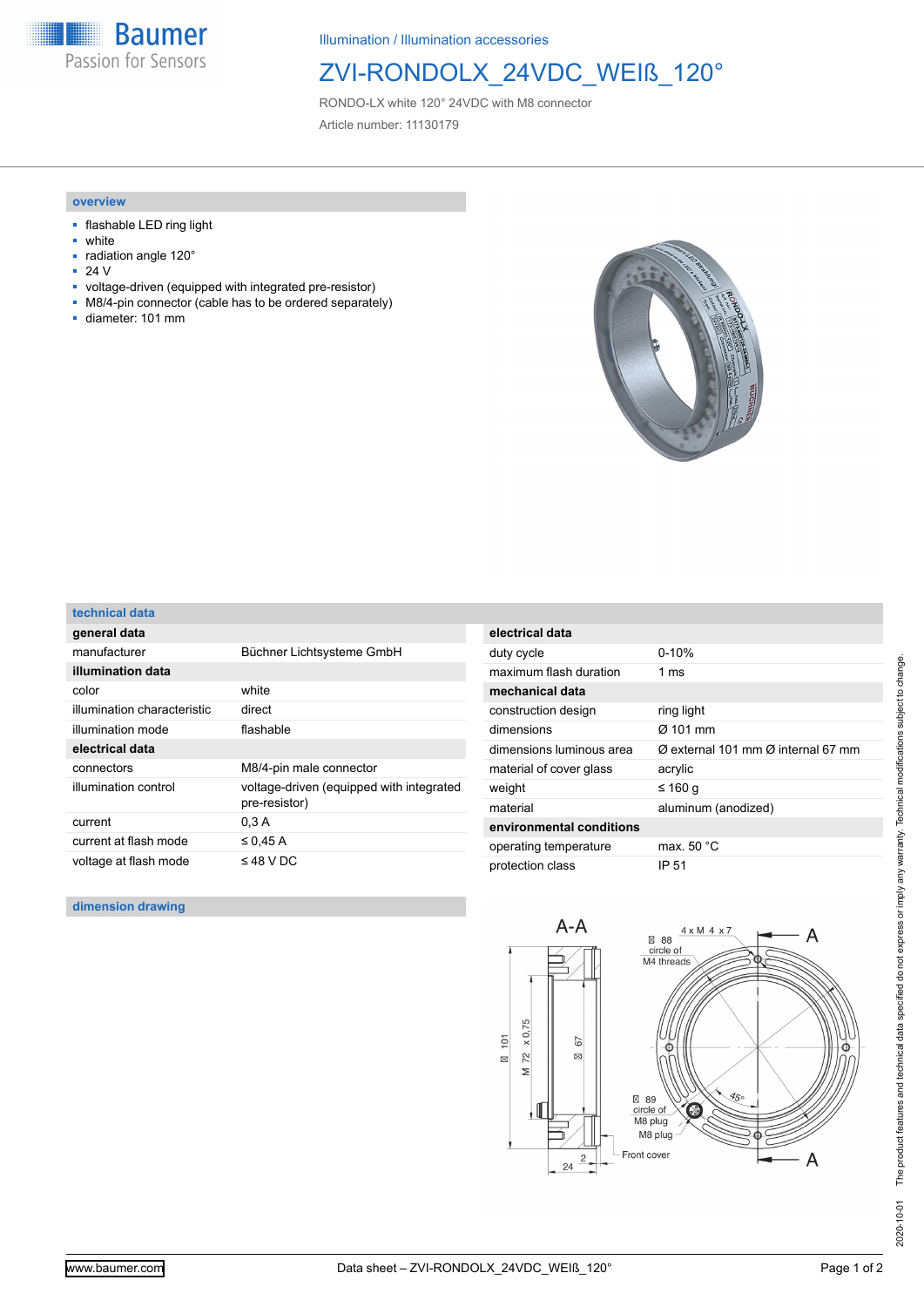Illumination / Illumination accessories

# ZVI-RONDOLX_24VDC_WEIß_120°

RONDO-LX white 120° 24VDC with M8 connector

Article number: 11130179

## overview

- flashable LED ring light
- white
- radiation angle 120°
- 24 V
- voltage-driven (equipped with integrated pre-resistor)
- M8/4-pin connector (cable has to be ordered separately)
- diameter: 101 mm

## technical data

| **general data** | |
|---|---|
| manufacturer | Büchner Lichtsysteme GmbH |
| **illumination data** | |
| color | white |
| illumination characteristic | direct |
| illumination mode | flashable |
| **electrical data** | |
| connectors | M8/4-pin male connector |
| illumination control | voltage-driven (equipped with integrated pre-resistor) |
| current | 0,3 A |
| current at flash mode | ≤ 0,45 A |
| voltage at flash mode | ≤ 48 V DC |

| **electrical data** | |
|---|---|
| duty cycle | 0-10% |
| maximum flash duration | 1 ms |
| **mechanical data** | |
| construction design | ring light |
| dimensions | Ø 101 mm |
| dimensions luminous area | Ø external 101 mm Ø internal 67 mm |
| material of cover glass | acrylic |
| weight | ≤ 160 g |
| material | aluminum (anodized) |
| **environmental conditions** | |
| operating temperature | max. 50 °C |
| protection class | IP 51 |

## dimension drawing

A-A; Ø 101; M 72 x 0,75; Ø 67; 24; 2; 4 x M 4 x 7; Ø 88 circle of M4 threads; Ø 89 circle of M8 plug; M8 plug; 45°; Front cover; A

The product features and technical data specified do not express or imply any warranty. Technical modifications subject to change. 2020-10-01

www.baumer.com — Data sheet – ZVI-RONDOLX_24VDC_WEIß_120°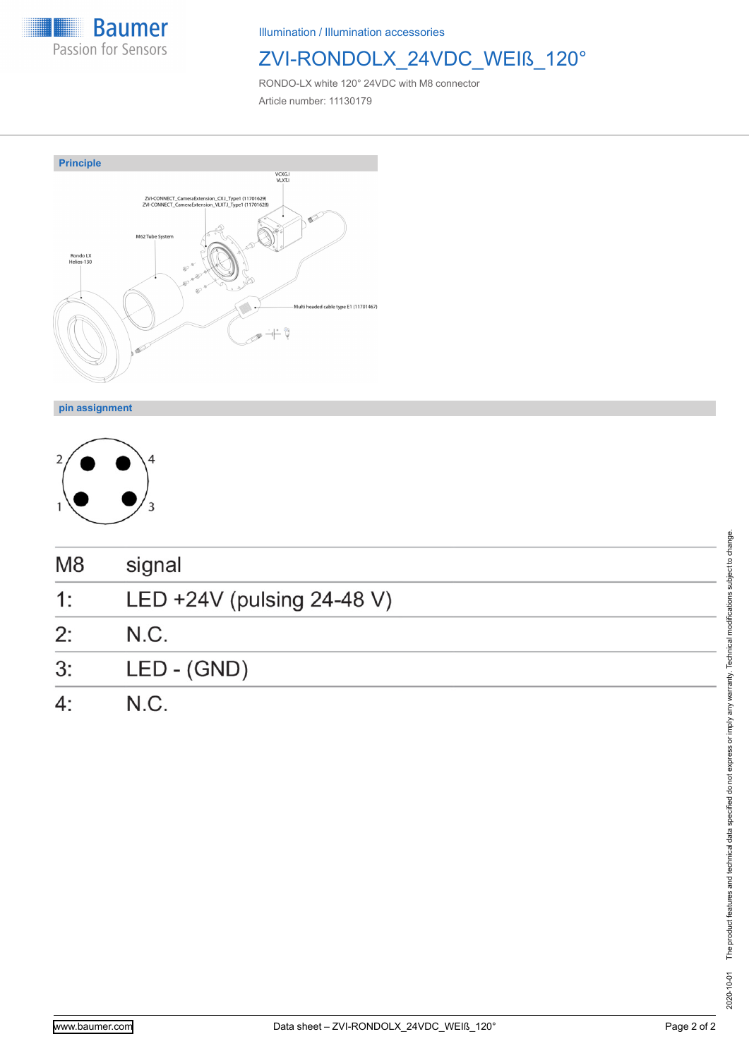Illumination / Illumination accessories

# ZVI-RONDOLX_24VDC_WEIß_120°

RONDO-LX white 120° 24VDC with M8 connector

Article number: 11130179

## Principle

VCXG.I
VLXT.I

ZVI-CONNECT_CameraExtension_CXJ_Type1 (11701629)
ZVI-CONNECT_CameraExtension_VLXT.I_Type1 (11701628)

M62 Tube System

Rondo LX
Helios-130

Multi headed cable type E1 (11701467)

## pin assignment

2
4
1
3

| M8 | signal |
|---|---|
| 1: | LED +24V (pulsing 24-48 V) |
| 2: | N.C. |
| 3: | LED - (GND) |
| 4: | N.C. |

2020-10-01 The product features and technical data specified do not express or imply any warranty. Technical modifications subject to change.